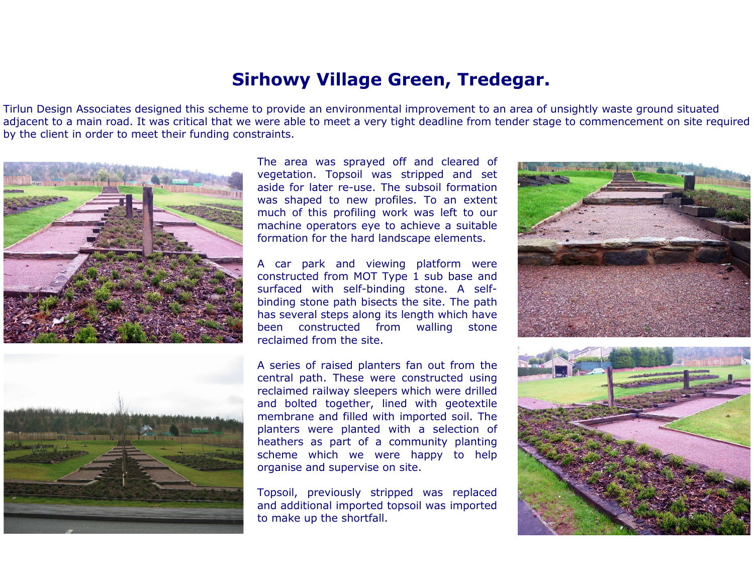# Sirhowy Village Green, Tredegar.

Tirlun Design Associates designed this scheme to provide an environmental improvement to an area of unsightly waste ground situated adjacent to a main road. It was critical that we were able to meet a very tight deadline from tender stage to commencement on site required by the client in order to meet their funding constraints.

The area was sprayed off and cleared of vegetation. Topsoil was stripped and set aside for later re-use. The subsoil formation was shaped to new profiles. To an extent much of this profiling work was left to our machine operators eye to achieve a suitable formation for the hard landscape elements.

A car park and viewing platform were constructed from MOT Type 1 sub base and surfaced with self-binding stone. A self-binding stone path bisects the site. The path has several steps along its length which have been constructed from walling stone reclaimed from the site.

A series of raised planters fan out from the central path. These were constructed using reclaimed railway sleepers which were drilled and bolted together, lined with geotextile membrane and filled with imported soil. The planters were planted with a selection of heathers as part of a community planting scheme which we were happy to help organise and supervise on site.

Topsoil, previously stripped was replaced and additional imported topsoil was imported to make up the shortfall.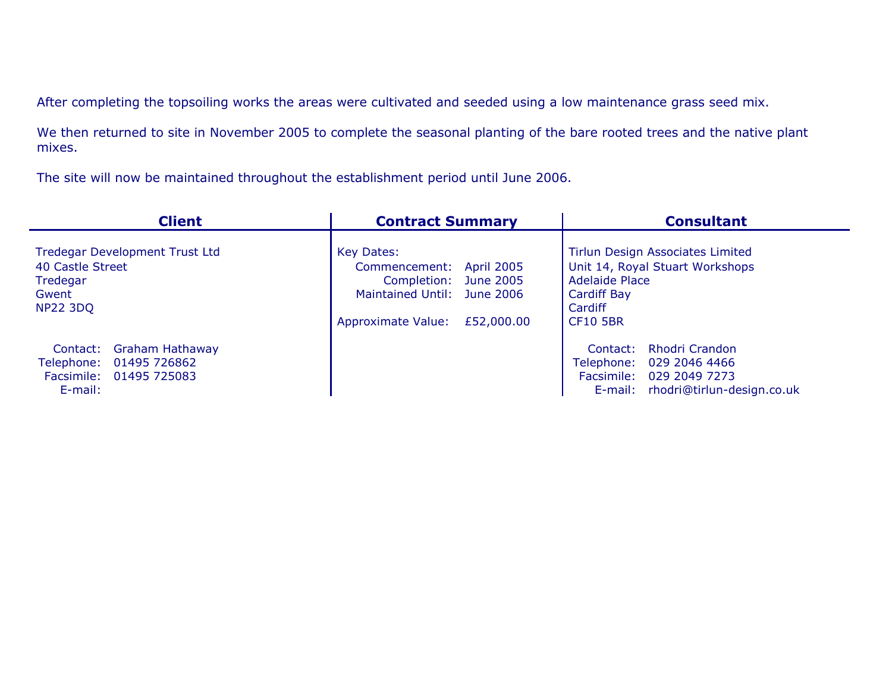After completing the topsoiling works the areas were cultivated and seeded using a low maintenance grass seed mix.

We then returned to site in November 2005 to complete the seasonal planting of the bare rooted trees and the native plant mixes.

The site will now be maintained throughout the establishment period until June 2006.

| Client | Contract Summary | Consultant |
|---|---|---|
| Tredegar Development Trust Ltd<br>40 Castle Street<br>Tredegar<br>Gwent<br>NP22 3DQ<br><br>Contact: Graham Hathaway<br>Telephone: 01495 726862<br>Facsimile: 01495 725083<br>E-mail: | Key Dates:<br>Commencement: April 2005<br>Completion: June 2005<br>Maintained Until: June 2006<br><br>Approximate Value: £52,000.00 | Tirlun Design Associates Limited<br>Unit 14, Royal Stuart Workshops<br>Adelaide Place<br>Cardiff Bay<br>Cardiff<br>CF10 5BR<br><br>Contact: Rhodri Crandon<br>Telephone: 029 2046 4466<br>Facsimile: 029 2049 7273<br>E-mail: rhodri@tirlun-design.co.uk |